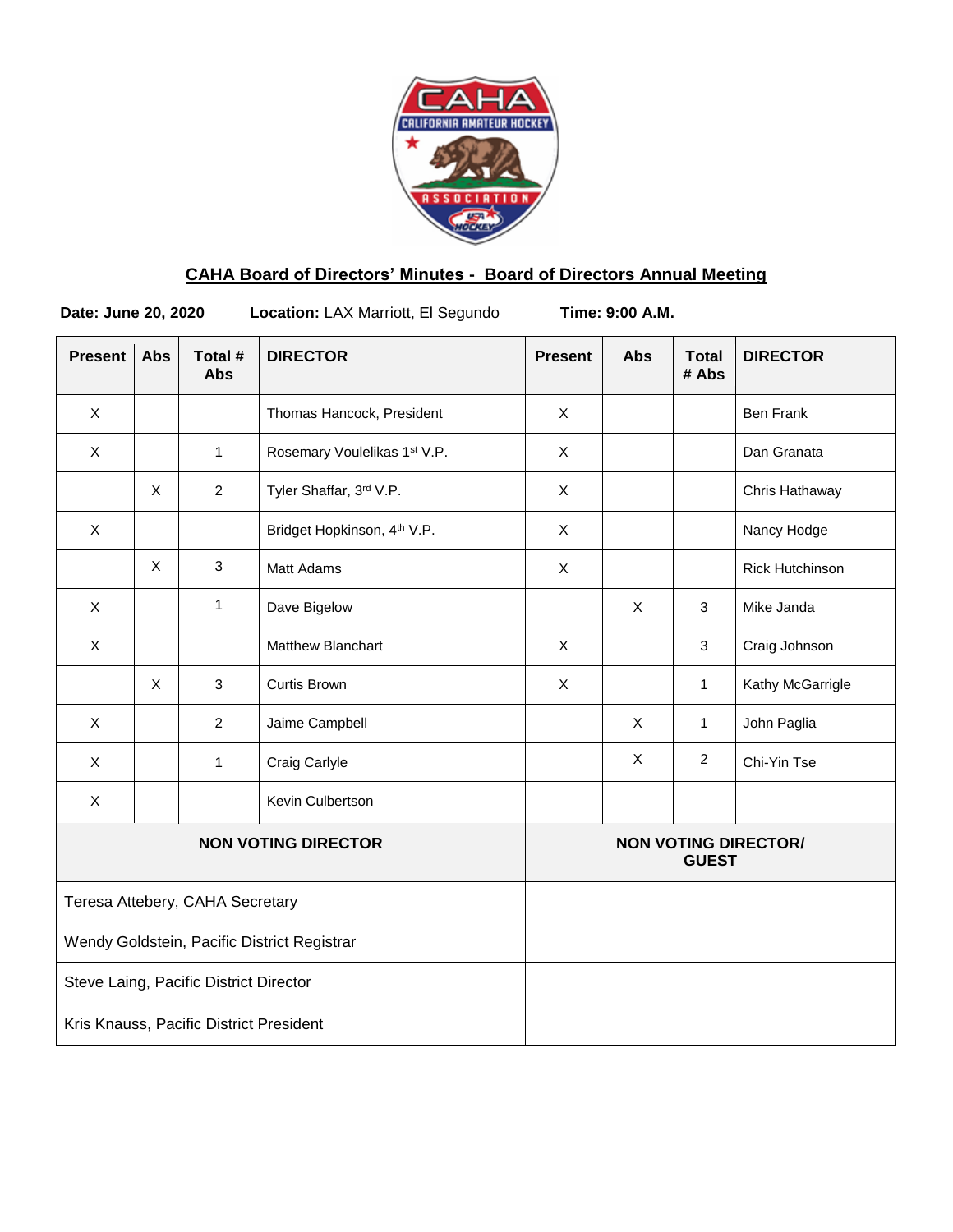## CAHA Board of Directors' Minutes - Board of Directors Annual Meeting

**Date: June 20, 2020** **Location:** LAX Marriott, El Segundo **Time: 9:00 A.M.**

| Present | Abs | Total # Abs | DIRECTOR | Present | Abs | Total # Abs | DIRECTOR |
|---|---|---|---|---|---|---|---|
| X | | | Thomas Hancock, President | X | | | Ben Frank |
| X | | 1 | Rosemary Voulelikas 1st V.P. | X | | | Dan Granata |
| | X | 2 | Tyler Shaffar, 3rd V.P. | X | | | Chris Hathaway |
| X | | | Bridget Hopkinson, 4th V.P. | X | | | Nancy Hodge |
| | X | 3 | Matt Adams | X | | | Rick Hutchinson |
| X | | 1 | Dave Bigelow | | X | 3 | Mike Janda |
| X | | | Matthew Blanchart | X | | 3 | Craig Johnson |
| | X | 3 | Curtis Brown | X | | 1 | Kathy McGarrigle |
| X | | 2 | Jaime Campbell | | X | 1 | John Paglia |
| X | | 1 | Craig Carlyle | | X | 2 | Chi-Yin Tse |
| X | | | Kevin Culbertson | | | | |

| NON VOTING DIRECTOR | NON VOTING DIRECTOR/ GUEST |
|---|---|
| Teresa Attebery, CAHA Secretary | |
| Wendy Goldstein, Pacific District Registrar | |
| Steve Laing, Pacific District Director | |
| Kris Knauss, Pacific District President | |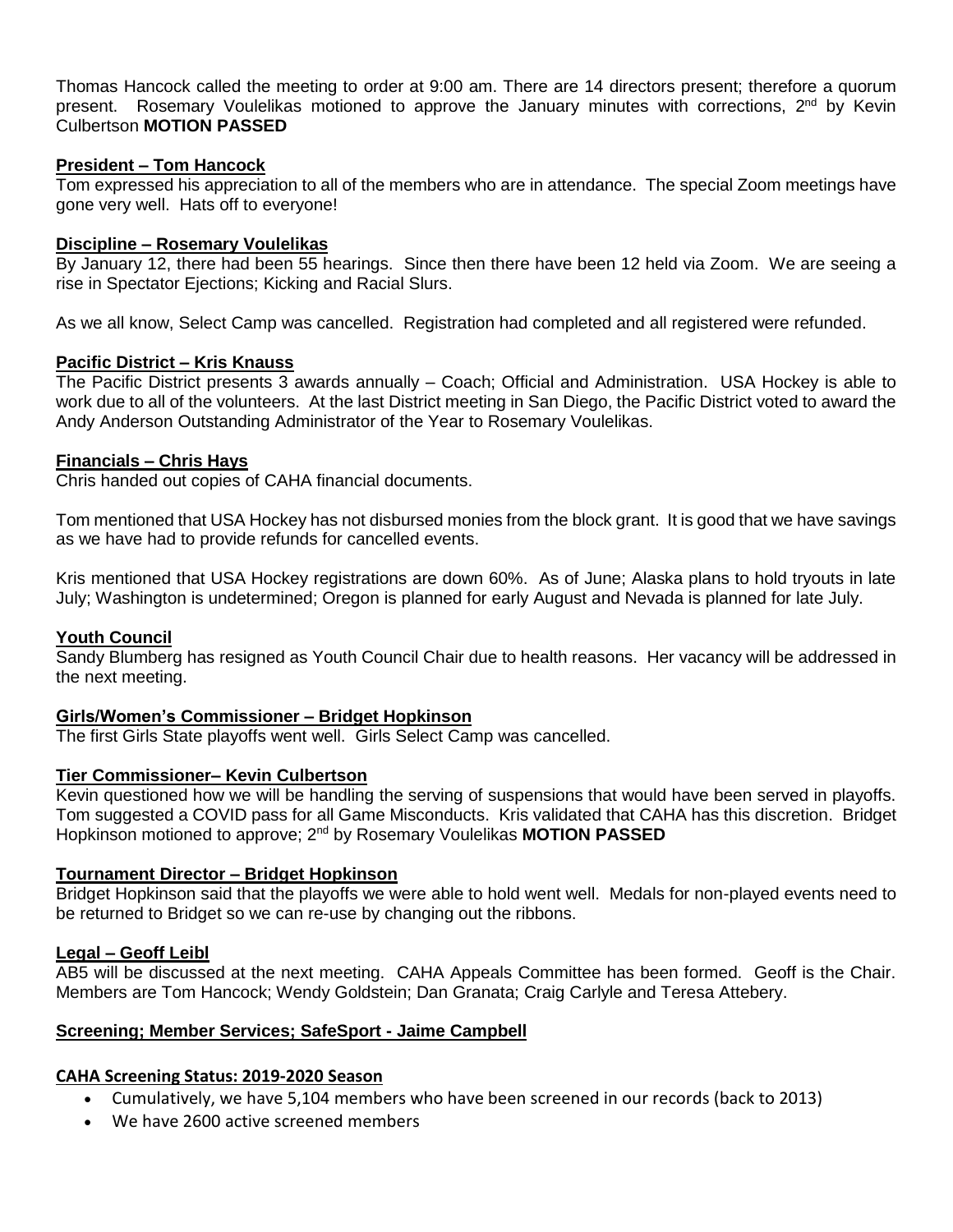Thomas Hancock called the meeting to order at 9:00 am. There are 14 directors present; therefore a quorum present. Rosemary Voulelikas motioned to approve the January minutes with corrections, 2nd by Kevin Culbertson **MOTION PASSED**

**President – Tom Hancock**

Tom expressed his appreciation to all of the members who are in attendance. The special Zoom meetings have gone very well. Hats off to everyone!

**Discipline – Rosemary Voulelikas**

By January 12, there had been 55 hearings. Since then there have been 12 held via Zoom. We are seeing a rise in Spectator Ejections; Kicking and Racial Slurs.

As we all know, Select Camp was cancelled. Registration had completed and all registered were refunded.

**Pacific District – Kris Knauss**

The Pacific District presents 3 awards annually – Coach; Official and Administration. USA Hockey is able to work due to all of the volunteers. At the last District meeting in San Diego, the Pacific District voted to award the Andy Anderson Outstanding Administrator of the Year to Rosemary Voulelikas.

**Financials – Chris Hays**

Chris handed out copies of CAHA financial documents.

Tom mentioned that USA Hockey has not disbursed monies from the block grant. It is good that we have savings as we have had to provide refunds for cancelled events.

Kris mentioned that USA Hockey registrations are down 60%. As of June; Alaska plans to hold tryouts in late July; Washington is undetermined; Oregon is planned for early August and Nevada is planned for late July.

**Youth Council**

Sandy Blumberg has resigned as Youth Council Chair due to health reasons. Her vacancy will be addressed in the next meeting.

**Girls/Women's Commissioner – Bridget Hopkinson**

The first Girls State playoffs went well. Girls Select Camp was cancelled.

**Tier Commissioner– Kevin Culbertson**

Kevin questioned how we will be handling the serving of suspensions that would have been served in playoffs. Tom suggested a COVID pass for all Game Misconducts. Kris validated that CAHA has this discretion. Bridget Hopkinson motioned to approve; 2nd by Rosemary Voulelikas **MOTION PASSED**

**Tournament Director – Bridget Hopkinson**

Bridget Hopkinson said that the playoffs we were able to hold went well. Medals for non-played events need to be returned to Bridget so we can re-use by changing out the ribbons.

**Legal – Geoff Leibl**

AB5 will be discussed at the next meeting. CAHA Appeals Committee has been formed. Geoff is the Chair. Members are Tom Hancock; Wendy Goldstein; Dan Granata; Craig Carlyle and Teresa Attebery.

**Screening; Member Services; SafeSport - Jaime Campbell**

**CAHA Screening Status: 2019-2020 Season**

- Cumulatively, we have 5,104 members who have been screened in our records (back to 2013)
- We have 2600 active screened members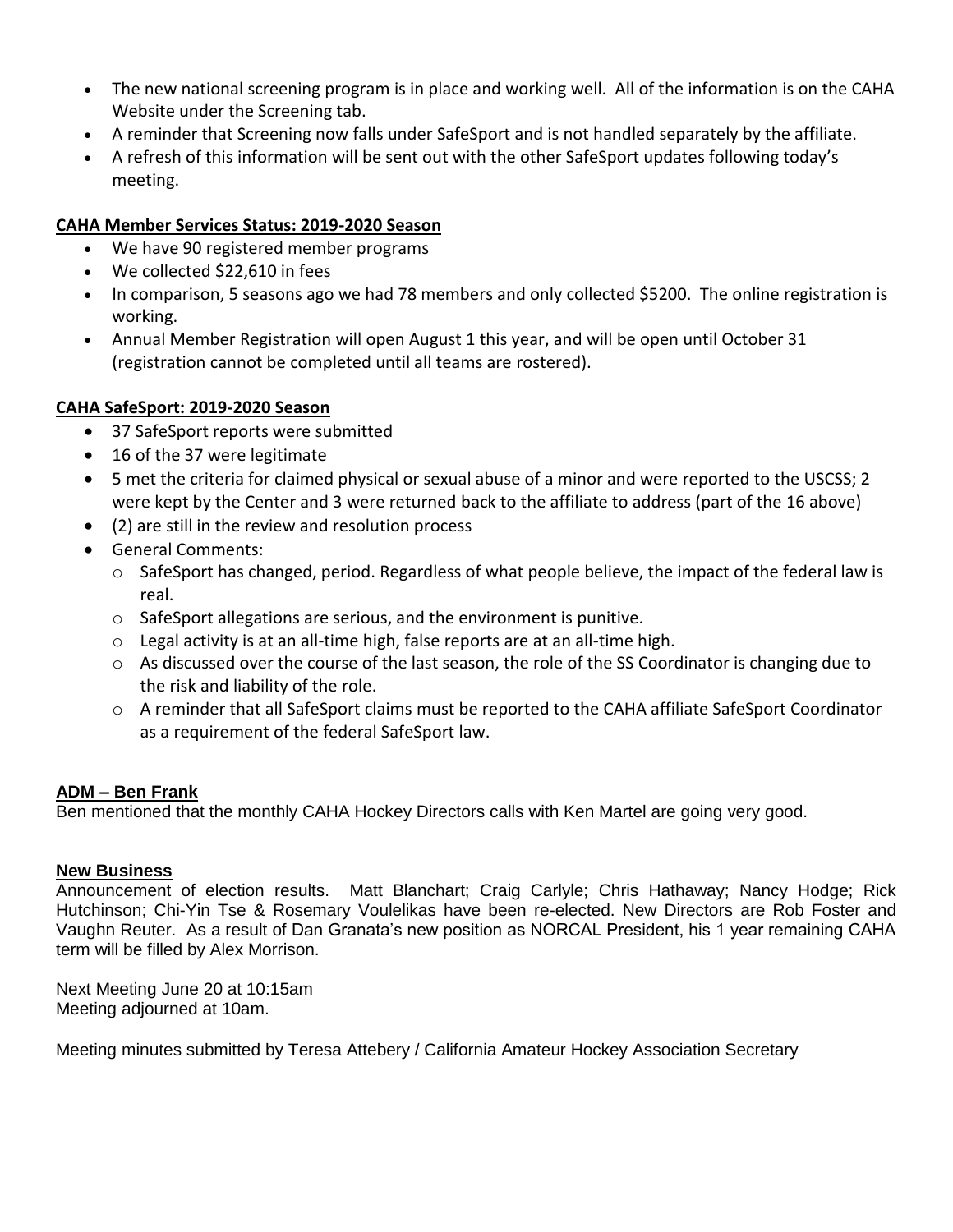- The new national screening program is in place and working well. All of the information is on the CAHA Website under the Screening tab.
- A reminder that Screening now falls under SafeSport and is not handled separately by the affiliate.
- A refresh of this information will be sent out with the other SafeSport updates following today's meeting.

**CAHA Member Services Status: 2019-2020 Season**

- We have 90 registered member programs
- We collected $22,610 in fees
- In comparison, 5 seasons ago we had 78 members and only collected $5200. The online registration is working.
- Annual Member Registration will open August 1 this year, and will be open until October 31 (registration cannot be completed until all teams are rostered).

**CAHA SafeSport: 2019-2020 Season**

- 37 SafeSport reports were submitted
- 16 of the 37 were legitimate
- 5 met the criteria for claimed physical or sexual abuse of a minor and were reported to the USCSS; 2 were kept by the Center and 3 were returned back to the affiliate to address (part of the 16 above)
- (2) are still in the review and resolution process
- General Comments:
  - SafeSport has changed, period. Regardless of what people believe, the impact of the federal law is real.
  - SafeSport allegations are serious, and the environment is punitive.
  - Legal activity is at an all-time high, false reports are at an all-time high.
  - As discussed over the course of the last season, the role of the SS Coordinator is changing due to the risk and liability of the role.
  - A reminder that all SafeSport claims must be reported to the CAHA affiliate SafeSport Coordinator as a requirement of the federal SafeSport law.

**ADM – Ben Frank**

Ben mentioned that the monthly CAHA Hockey Directors calls with Ken Martel are going very good.

**New Business**

Announcement of election results. Matt Blanchart; Craig Carlyle; Chris Hathaway; Nancy Hodge; Rick Hutchinson; Chi-Yin Tse & Rosemary Voulelikas have been re-elected. New Directors are Rob Foster and Vaughn Reuter. As a result of Dan Granata's new position as NORCAL President, his 1 year remaining CAHA term will be filled by Alex Morrison.

Next Meeting June 20 at 10:15am
Meeting adjourned at 10am.

Meeting minutes submitted by Teresa Attebery / California Amateur Hockey Association Secretary